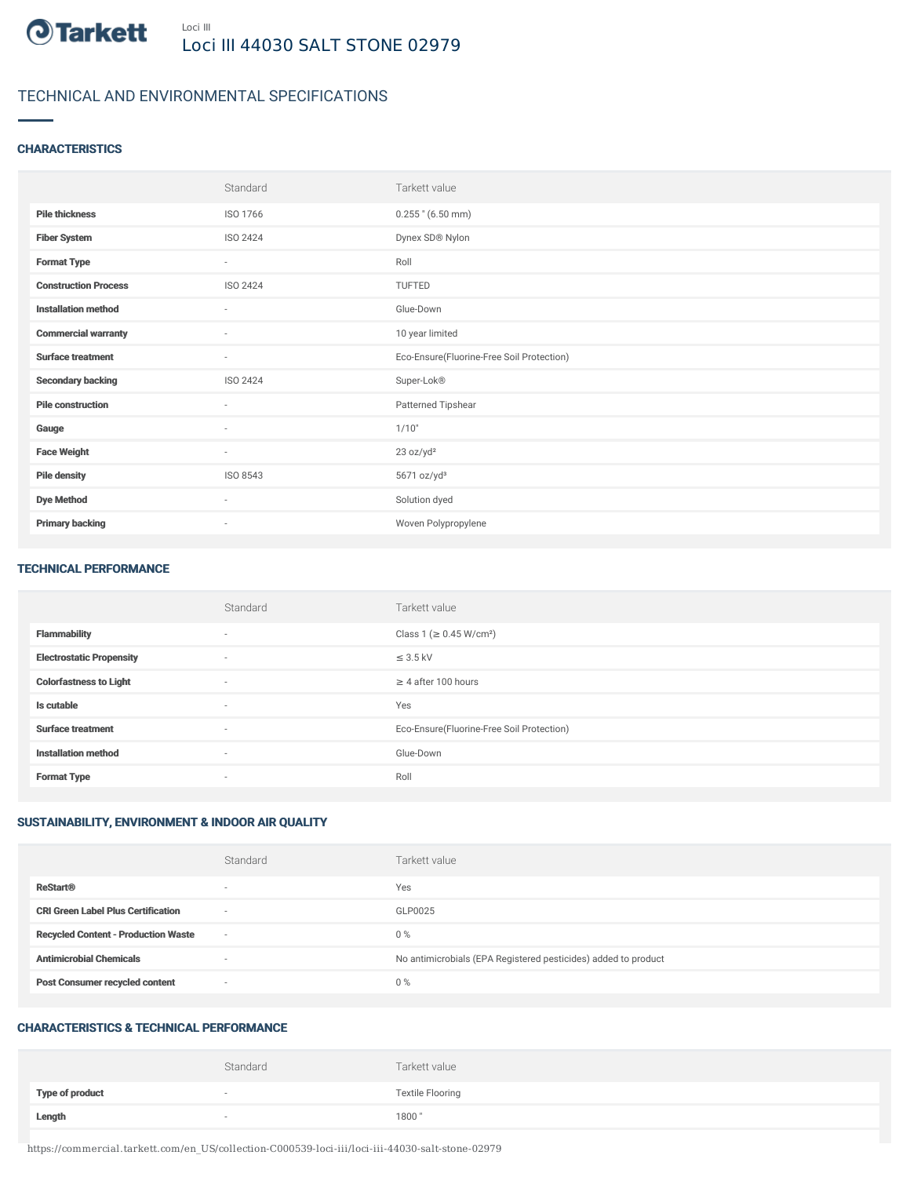Loci III

# Loci III 44030 SALT STONE 02979

## TECHNICAL AND ENVIRONMENTAL SPECIFICATIONS

### CHARACTERISTICS

| | Standard | Tarkett value |
|---|---|---|
| **Pile thickness** | ISO 1766 | 0.255 " (6.50 mm) |
| **Fiber System** | ISO 2424 | Dynex SD® Nylon |
| **Format Type** | - | Roll |
| **Construction Process** | ISO 2424 | TUFTED |
| **Installation method** | - | Glue-Down |
| **Commercial warranty** | - | 10 year limited |
| **Surface treatment** | - | Eco-Ensure(Fluorine-Free Soil Protection) |
| **Secondary backing** | ISO 2424 | Super-Lok® |
| **Pile construction** | - | Patterned Tipshear |
| **Gauge** | - | 1/10" |
| **Face Weight** | - | 23 oz/yd² |
| **Pile density** | ISO 8543 | 5671 oz/yd³ |
| **Dye Method** | - | Solution dyed |
| **Primary backing** | - | Woven Polypropylene |

### TECHNICAL PERFORMANCE

| | Standard | Tarkett value |
|---|---|---|
| **Flammability** | - | Class 1 (≥ 0.45 W/cm²) |
| **Electrostatic Propensity** | - | ≤ 3.5 kV |
| **Colorfastness to Light** | - | ≥ 4 after 100 hours |
| **Is cutable** | - | Yes |
| **Surface treatment** | - | Eco-Ensure(Fluorine-Free Soil Protection) |
| **Installation method** | - | Glue-Down |
| **Format Type** | - | Roll |

### SUSTAINABILITY, ENVIRONMENT & INDOOR AIR QUALITY

| | Standard | Tarkett value |
|---|---|---|
| **ReStart®** | - | Yes |
| **CRI Green Label Plus Certification** | - | GLP0025 |
| **Recycled Content - Production Waste** | - | 0 % |
| **Antimicrobial Chemicals** | - | No antimicrobials (EPA Registered pesticides) added to product |
| **Post Consumer recycled content** | - | 0 % |

### CHARACTERISTICS & TECHNICAL PERFORMANCE

| | Standard | Tarkett value |
|---|---|---|
| **Type of product** | - | Textile Flooring |
| **Length** | - | 1800 " |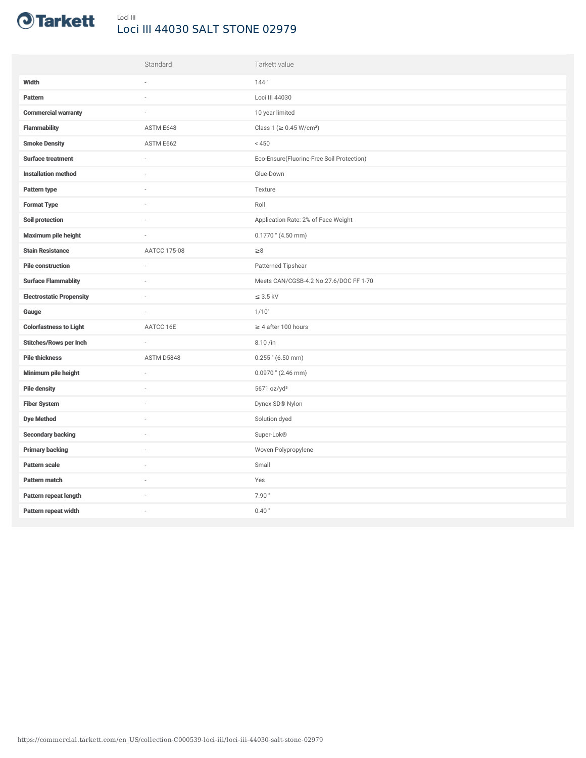Loci III

# Loci III 44030 SALT STONE 02979

| | Standard | Tarkett value |
|---|---|---|
| **Width** | - | 144 " |
| **Pattern** | - | Loci III 44030 |
| **Commercial warranty** | - | 10 year limited |
| **Flammability** | ASTM E648 | Class 1 (≥ 0.45 W/cm²) |
| **Smoke Density** | ASTM E662 | < 450 |
| **Surface treatment** | - | Eco-Ensure(Fluorine-Free Soil Protection) |
| **Installation method** | - | Glue-Down |
| **Pattern type** | - | Texture |
| **Format Type** | - | Roll |
| **Soil protection** | - | Application Rate: 2% of Face Weight |
| **Maximum pile height** | - | 0.1770 " (4.50 mm) |
| **Stain Resistance** | AATCC 175-08 | ≥8 |
| **Pile construction** | - | Patterned Tipshear |
| **Surface Flammablity** | - | Meets CAN/CGSB-4.2 No.27.6/DOC FF 1-70 |
| **Electrostatic Propensity** | - | ≤ 3.5 kV |
| **Gauge** | - | 1/10" |
| **Colorfastness to Light** | AATCC 16E | ≥ 4 after 100 hours |
| **Stitches/Rows per Inch** | - | 8.10 /in |
| **Pile thickness** | ASTM D5848 | 0.255 " (6.50 mm) |
| **Minimum pile height** | - | 0.0970 " (2.46 mm) |
| **Pile density** | - | 5671 oz/yd³ |
| **Fiber System** | - | Dynex SD® Nylon |
| **Dye Method** | - | Solution dyed |
| **Secondary backing** | - | Super-Lok® |
| **Primary backing** | - | Woven Polypropylene |
| **Pattern scale** | - | Small |
| **Pattern match** | - | Yes |
| **Pattern repeat length** | - | 7.90 " |
| **Pattern repeat width** | - | 0.40 " |

https://commercial.tarkett.com/en_US/collection-C000539-loci-iii/loci-iii-44030-salt-stone-02979